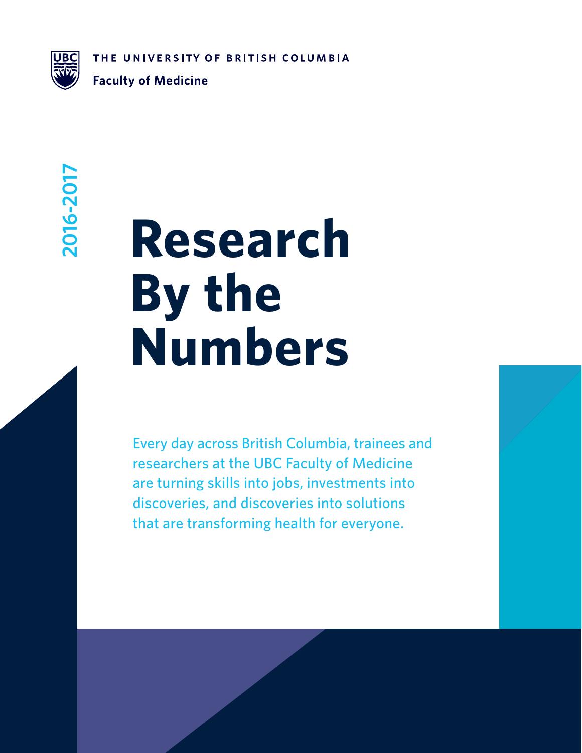THE UNIVERSITY OF BRITISH COLUMBIA

Faculty of Medicine

2016-2017

# Research By the Numbers

Every day across British Columbia, trainees and researchers at the UBC Faculty of Medicine are turning skills into jobs, investments into discoveries, and discoveries into solutions that are transforming health for everyone.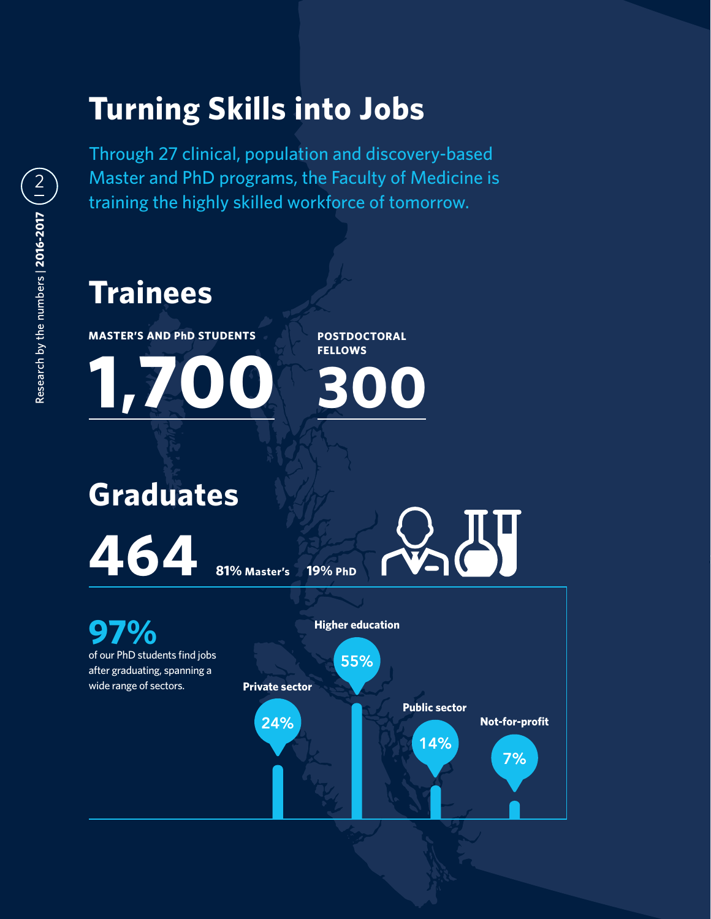# Turning Skills into Jobs

Through 27 clinical, population and discovery-based Master and PhD programs, the Faculty of Medicine is training the highly skilled workforce of tomorrow.

## Trainees

**MASTER'S AND PhD STUDENTS**

**1,700**

**POSTDOCTORAL FELLOWS**

**300**

## Graduates

**464** **81% Master's** **19% PhD**

**97%**
of our PhD students find jobs after graduating, spanning a wide range of sectors.

- **Higher education** 55%
- **Private sector** 24%
- **Public sector** 14%
- **Not-for-profit** 7%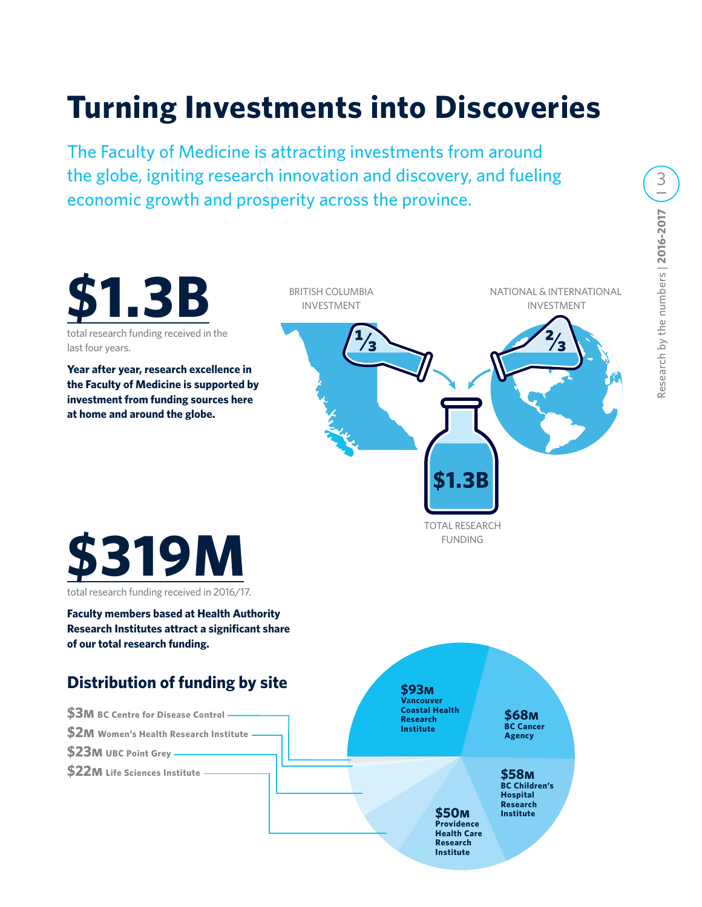# Turning Investments into Discoveries

The Faculty of Medicine is attracting investments from around the globe, igniting research innovation and discovery, and fueling economic growth and prosperity across the province.

**$1.3B**

total research funding received in the last four years.

**Year after year, research excellence in the Faculty of Medicine is supported by investment from funding sources here at home and around the globe.**

BRITISH COLUMBIA INVESTMENT: 1/3

NATIONAL & INTERNATIONAL INVESTMENT: 2/3

$1.3B TOTAL RESEARCH FUNDING

**$319M**

total research funding received in 2016/17.

**Faculty members based at Health Authority Research Institutes attract a significant share of our total research funding.**

## Distribution of funding by site

- **$3M** BC Centre for Disease Control
- **$2M** Women's Health Research Institute
- **$23M** UBC Point Grey
- **$22M** Life Sciences Institute
- **$93M** Vancouver Coastal Health Research Institute
- **$68M** BC Cancer Agency
- **$58M** BC Children's Hospital Research Institute
- **$50M** Providence Health Care Research Institute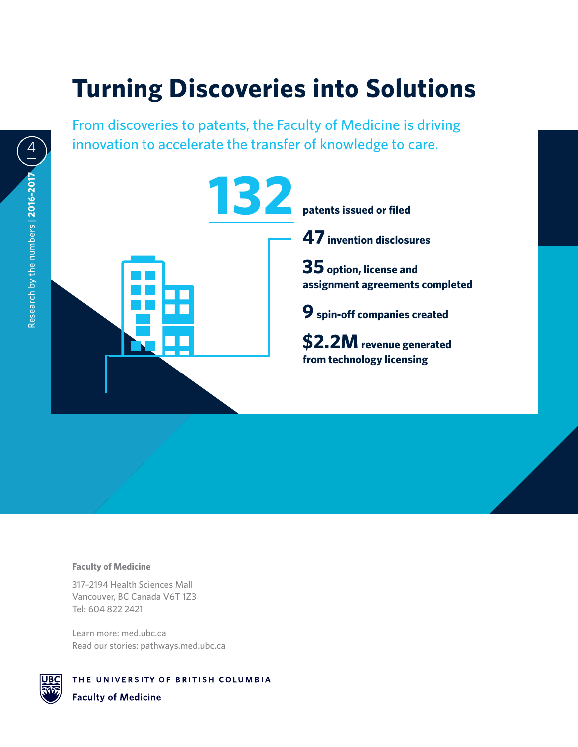# Turning Discoveries into Solutions

From discoveries to patents, the Faculty of Medicine is driving innovation to accelerate the transfer of knowledge to care.

**132** patents issued or filed

**47** invention disclosures

**35** option, license and assignment agreements completed

**9** spin-off companies created

**$2.2M** revenue generated from technology licensing

**Faculty of Medicine**

317–2194 Health Sciences Mall
Vancouver, BC Canada V6T 1Z3
Tel: 604 822 2421

Learn more: med.ubc.ca
Read our stories: pathways.med.ubc.ca

THE UNIVERSITY OF BRITISH COLUMBIA
Faculty of Medicine